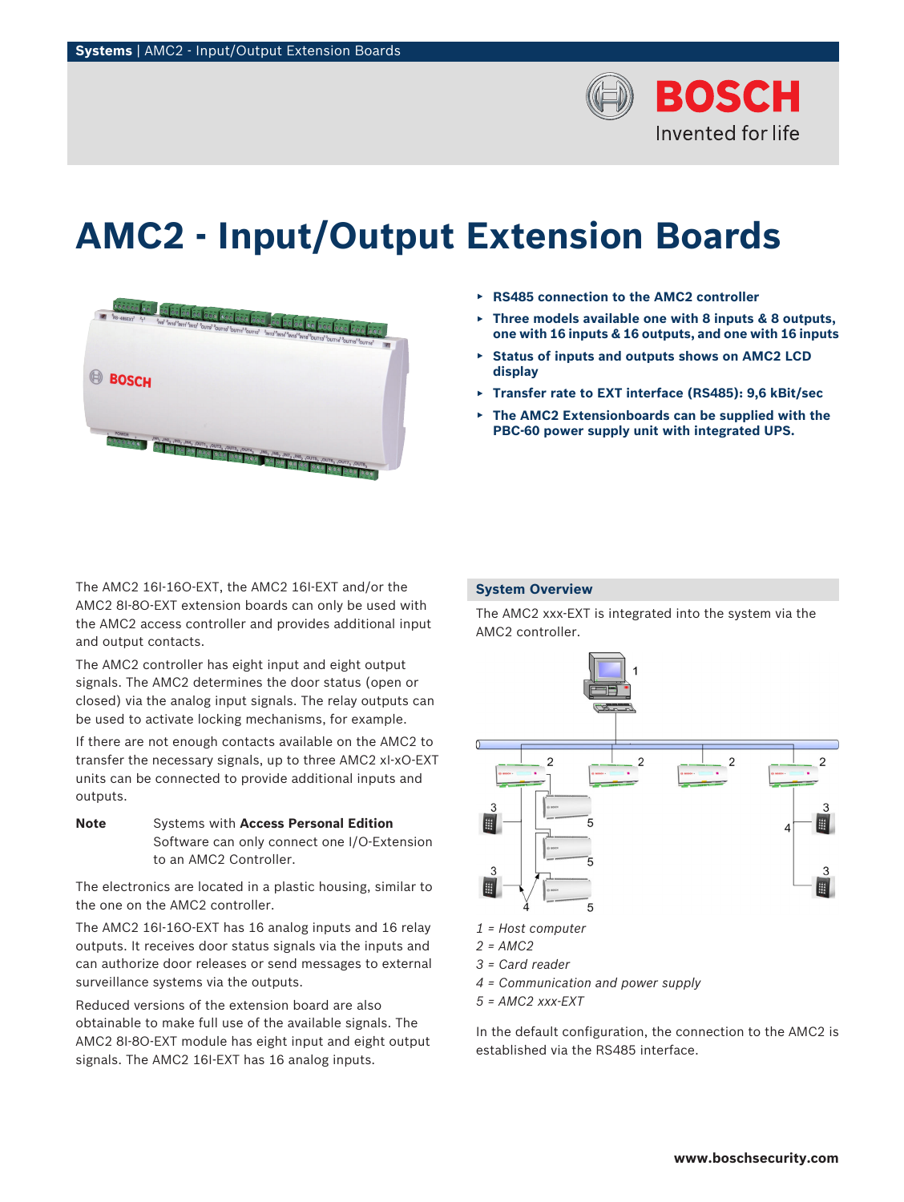# AMC2 - Input/Output Extension Boards

- **RS485 connection to the AMC2 controller**
- **Three models available one with 8 inputs & 8 outputs, one with 16 inputs & 16 outputs, and one with 16 inputs**
- **Status of inputs and outputs shows on AMC2 LCD display**
- **Transfer rate to EXT interface (RS485): 9,6 kBit/sec**
- **The AMC2 Extensionboards can be supplied with the PBC-60 power supply unit with integrated UPS.**

The AMC2 16I-16O-EXT, the AMC2 16I-EXT and/or the AMC2 8I-8O-EXT extension boards can only be used with the AMC2 access controller and provides additional input and output contacts.

The AMC2 controller has eight input and eight output signals. The AMC2 determines the door status (open or closed) via the analog input signals. The relay outputs can be used to activate locking mechanisms, for example.

If there are not enough contacts available on the AMC2 to transfer the necessary signals, up to three AMC2 xI-xO-EXT units can be connected to provide additional inputs and outputs.

**Note** Systems with **Access Personal Edition** Software can only connect one I/O-Extension to an AMC2 Controller.

The electronics are located in a plastic housing, similar to the one on the AMC2 controller.

The AMC2 16I-16O-EXT has 16 analog inputs and 16 relay outputs. It receives door status signals via the inputs and can authorize door releases or send messages to external surveillance systems via the outputs.

Reduced versions of the extension board are also obtainable to make full use of the available signals. The AMC2 8I-8O-EXT module has eight input and eight output signals. The AMC2 16I-EXT has 16 analog inputs.

## System Overview

The AMC2 xxx-EXT is integrated into the system via the AMC2 controller.

*1 = Host computer*
*2 = AMC2*
*3 = Card reader*
*4 = Communication and power supply*
*5 = AMC2 xxx-EXT*

In the default configuration, the connection to the AMC2 is established via the RS485 interface.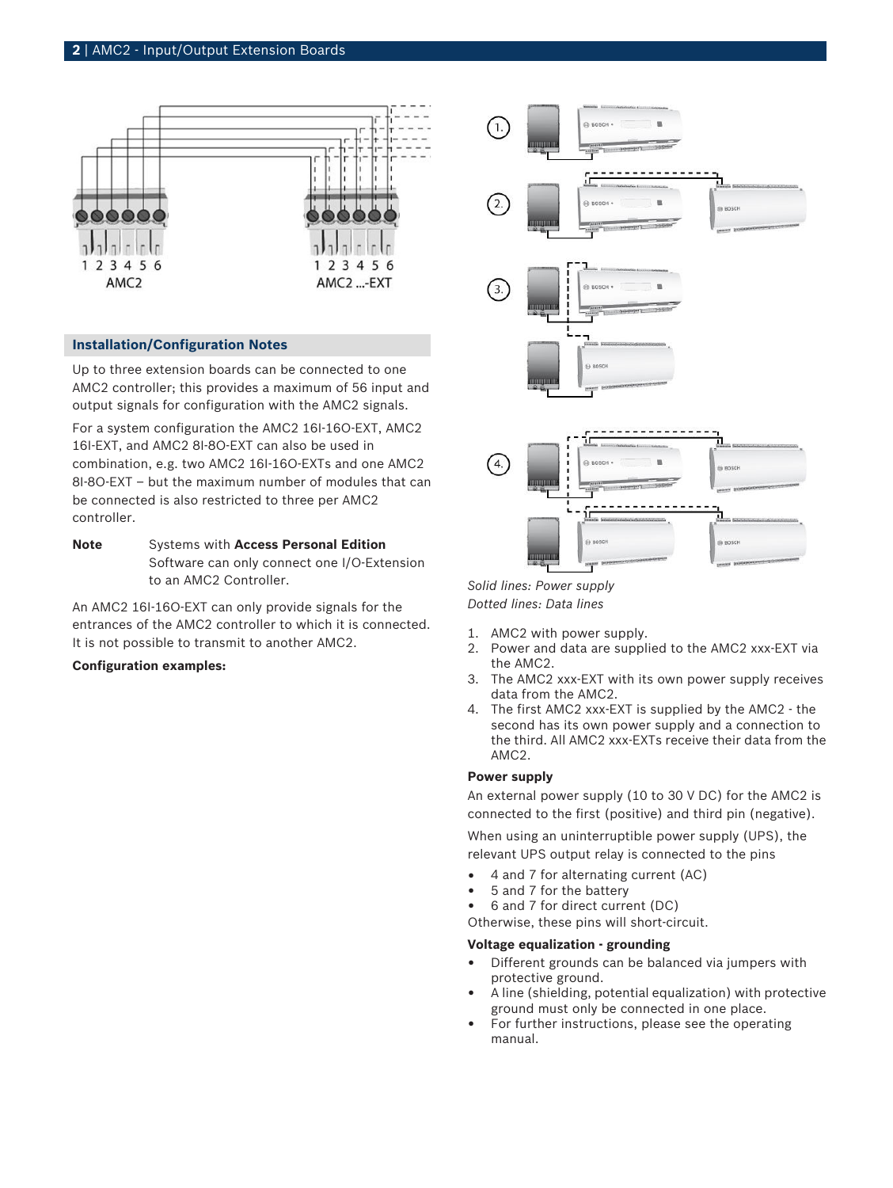## Installation/Configuration Notes

Up to three extension boards can be connected to one AMC2 controller; this provides a maximum of 56 input and output signals for configuration with the AMC2 signals.

For a system configuration the AMC2 16I-16O-EXT, AMC2 16I-EXT, and AMC2 8I-8O-EXT can also be used in combination, e.g. two AMC2 16I-16O-EXTs and one AMC2 8I-8O-EXT – but the maximum number of modules that can be connected is also restricted to three per AMC2 controller.

**Note** Systems with **Access Personal Edition** Software can only connect one I/O-Extension to an AMC2 Controller.

An AMC2 16I-16O-EXT can only provide signals for the entrances of the AMC2 controller to which it is connected. It is not possible to transmit to another AMC2.

**Configuration examples:**

*Solid lines: Power supply*
*Dotted lines: Data lines*

1. AMC2 with power supply.
2. Power and data are supplied to the AMC2 xxx-EXT via the AMC2.
3. The AMC2 xxx-EXT with its own power supply receives data from the AMC2.
4. The first AMC2 xxx-EXT is supplied by the AMC2 - the second has its own power supply and a connection to the third. All AMC2 xxx-EXTs receive their data from the AMC2.

**Power supply**

An external power supply (10 to 30 V DC) for the AMC2 is connected to the first (positive) and third pin (negative).

When using an uninterruptible power supply (UPS), the relevant UPS output relay is connected to the pins

- 4 and 7 for alternating current (AC)
- 5 and 7 for the battery
- 6 and 7 for direct current (DC)

Otherwise, these pins will short-circuit.

**Voltage equalization - grounding**

- Different grounds can be balanced via jumpers with protective ground.
- A line (shielding, potential equalization) with protective ground must only be connected in one place.
- For further instructions, please see the operating manual.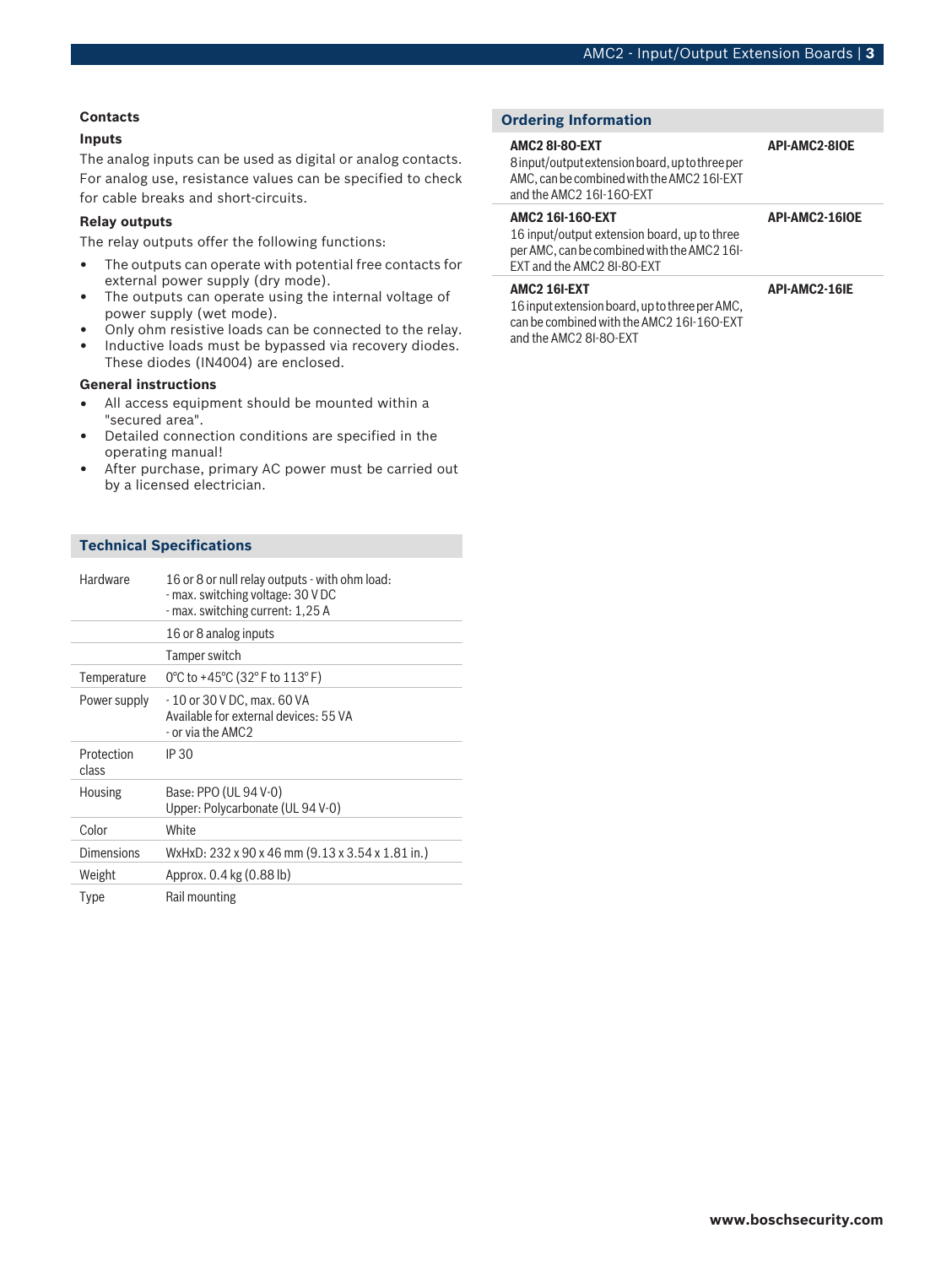### Contacts

#### Inputs

The analog inputs can be used as digital or analog contacts. For analog use, resistance values can be specified to check for cable breaks and short-circuits.

#### Relay outputs

The relay outputs offer the following functions:

- The outputs can operate with potential free contacts for external power supply (dry mode).
- The outputs can operate using the internal voltage of power supply (wet mode).
- Only ohm resistive loads can be connected to the relay.
- Inductive loads must be bypassed via recovery diodes. These diodes (IN4004) are enclosed.

#### General instructions

- All access equipment should be mounted within a "secured area".
- Detailed connection conditions are specified in the operating manual!
- After purchase, primary AC power must be carried out by a licensed electrician.

## Technical Specifications

| | |
|---|---|
| Hardware | 16 or 8 or null relay outputs - with ohm load:<br>- max. switching voltage: 30 V DC<br>- max. switching current: 1,25 A |
| | 16 or 8 analog inputs |
| | Tamper switch |
| Temperature | 0°C to +45°C (32° F to 113° F) |
| Power supply | - 10 or 30 V DC, max. 60 VA<br>Available for external devices: 55 VA<br>- or via the AMC2 |
| Protection class | IP 30 |
| Housing | Base: PPO (UL 94 V-0)<br>Upper: Polycarbonate (UL 94 V-0) |
| Color | White |
| Dimensions | WxHxD: 232 x 90 x 46 mm (9.13 x 3.54 x 1.81 in.) |
| Weight | Approx. 0.4 kg (0.88 lb) |
| Type | Rail mounting |

## Ordering Information

| | |
|---|---|
| **AMC2 8I-8O-EXT**<br>8 input/output extension board, up to three per AMC, can be combined with the AMC2 16I-EXT and the AMC2 16I-16O-EXT | **API-AMC2-8IOE** |
| **AMC2 16I-16O-EXT**<br>16 input/output extension board, up to three per AMC, can be combined with the AMC2 16I-EXT and the AMC2 8I-8O-EXT | **API-AMC2-16IOE** |
| **AMC2 16I-EXT**<br>16 input extension board, up to three per AMC, can be combined with the AMC2 16I-16O-EXT and the AMC2 8I-8O-EXT | **API-AMC2-16IE** |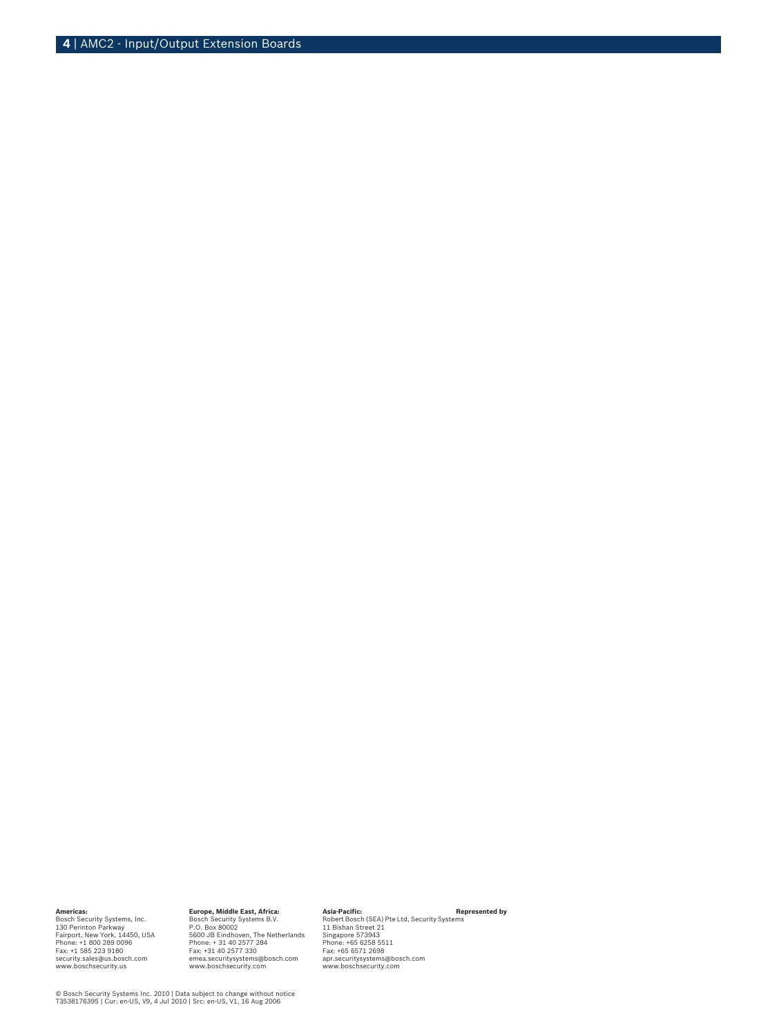**Americas:**
Bosch Security Systems, Inc.
130 Perinton Parkway
Fairport, New York, 14450, USA
Phone: +1 800 289 0096
Fax: +1 585 223 9180
security.sales@us.bosch.com
www.boschsecurity.us

**Europe, Middle East, Africa:**
Bosch Security Systems B.V.
P.O. Box 80002
5600 JB Eindhoven, The Netherlands
Phone: + 31 40 2577 284
Fax: +31 40 2577 330
emea.securitysystems@bosch.com
www.boschsecurity.com

**Asia-Pacific:**
Robert Bosch (SEA) Pte Ltd, Security Systems
11 Bishan Street 21
Singapore 573943
Phone: +65 6258 5511
Fax: +65 6571 2698
apr.securitysystems@bosch.com
www.boschsecurity.com

**Represented by**

© Bosch Security Systems Inc. 2010 | Data subject to change without notice
T3538176395 | Cur: en-US, V9, 4 Jul 2010 | Src: en-US, V1, 16 Aug 2006